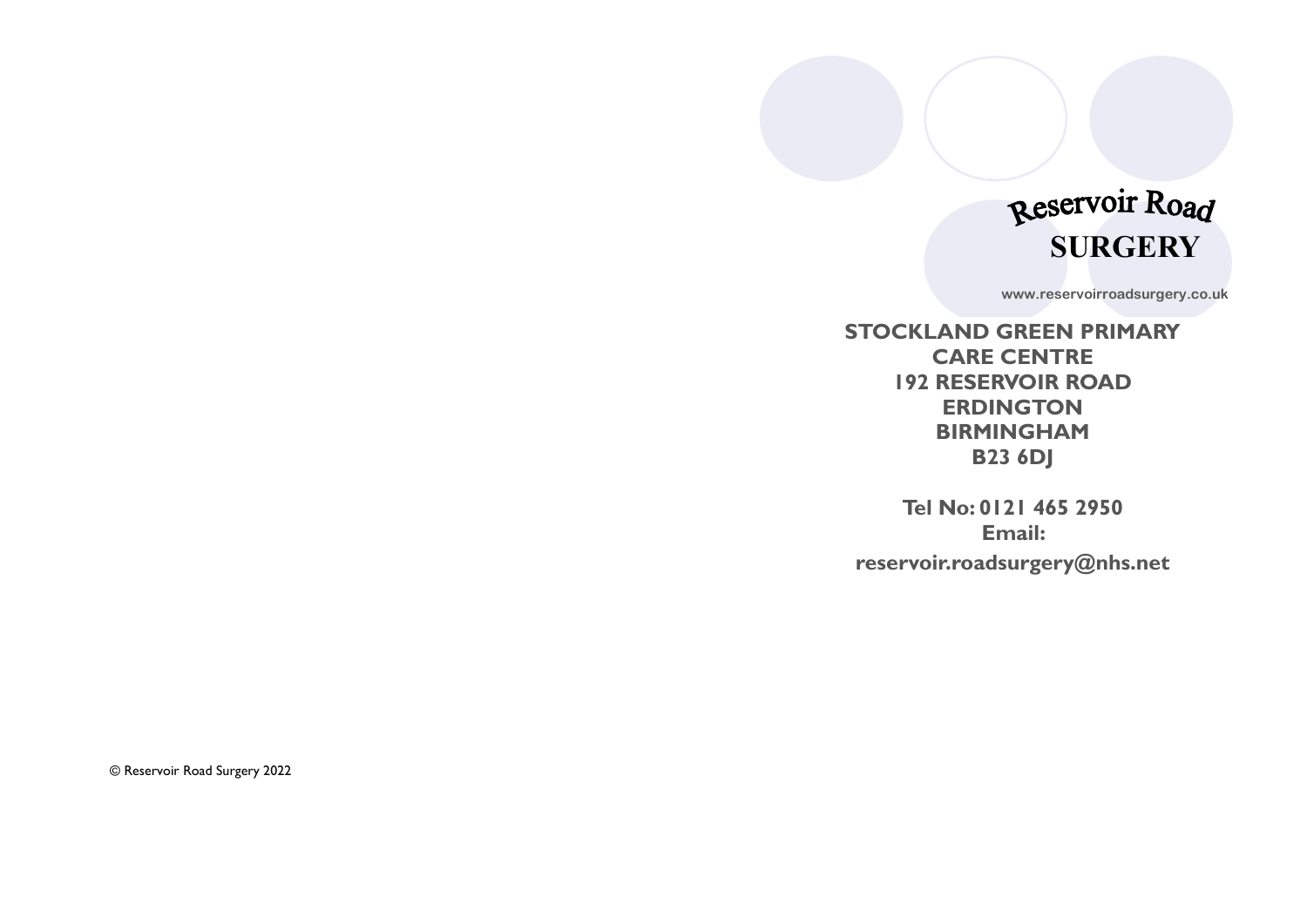# Reservoir Road SURGERY

www.reservoirroadsurgery.co.uk

**STOCKLAND GREEN PRIMARY CARE CENTRE**
**192 RESERVOIR ROAD**
**ERDINGTON**
**BIRMINGHAM**
**B23 6DJ**

**Tel No: 0121 465 2950**
**Email:**
**reservoir.roadsurgery@nhs.net**

© Reservoir Road Surgery 2022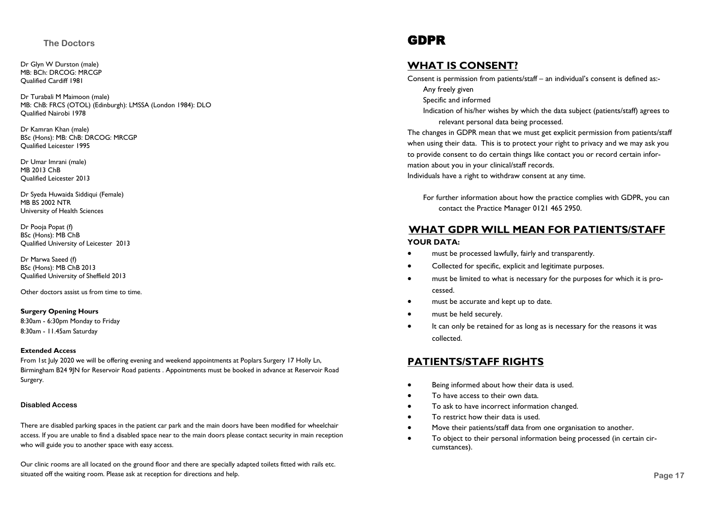## The Doctors

Dr Glyn W Durston (male)
MB: BCh: DRCOG: MRCGP
Qualified Cardiff 1981

Dr Turabali M Maimoon (male)
MB: ChB: FRCS (OTOL) (Edinburgh): LMSSA (London 1984): DLO
Qualified Nairobi 1978

Dr Kamran Khan (male)
BSc (Hons): MB: ChB: DRCOG: MRCGP
Qualified Leicester 1995

Dr Umar Imrani (male)
MB 2013 ChB
Qualified Leicester 2013

Dr Syeda Huwaida Siddiqui (Female)
MB BS 2002 NTR
University of Health Sciences

Dr Pooja Popat (f)
BSc (Hons): MB ChB
Qualified University of Leicester 2013

Dr Marwa Saeed (f)
BSc (Hons): MB ChB 2013
Qualified University of Sheffield 2013

Other doctors assist us from time to time.

**Surgery Opening Hours**
8:30am - 6:30pm Monday to Friday
8:30am - 11.45am Saturday

**Extended Access**
From 1st July 2020 we will be offering evening and weekend appointments at Poplars Surgery 17 Holly Ln, Birmingham B24 9JN for Reservoir Road patients . Appointments must be booked in advance at Reservoir Road Surgery.

**Disabled Access**

There are disabled parking spaces in the patient car park and the main doors have been modified for wheelchair access. If you are unable to find a disabled space near to the main doors please contact security in main reception who will guide you to another space with easy access.

Our clinic rooms are all located on the ground floor and there are specially adapted toilets fitted with rails etc. situated off the waiting room. Please ask at reception for directions and help.

# GDPR

## WHAT IS CONSENT?

Consent is permission from patients/staff – an individual's consent is defined as:-

Any freely given

Specific and informed

Indication of his/her wishes by which the data subject (patients/staff) agrees to relevant personal data being processed.

The changes in GDPR mean that we must get explicit permission from patients/staff when using their data. This is to protect your right to privacy and we may ask you to provide consent to do certain things like contact you or record certain information about you in your clinical/staff records.

Individuals have a right to withdraw consent at any time.

For further information about how the practice complies with GDPR, you can contact the Practice Manager 0121 465 2950.

## WHAT GDPR WILL MEAN FOR PATIENTS/STAFF

**YOUR DATA:**

- must be processed lawfully, fairly and transparently.
- Collected for specific, explicit and legitimate purposes.
- must be limited to what is necessary for the purposes for which it is processed.
- must be accurate and kept up to date.
- must be held securely.
- It can only be retained for as long as is necessary for the reasons it was collected.

## PATIENTS/STAFF RIGHTS

- Being informed about how their data is used.
- To have access to their own data.
- To ask to have incorrect information changed.
- To restrict how their data is used.
- Move their patients/staff data from one organisation to another.
- To object to their personal information being processed (in certain circumstances).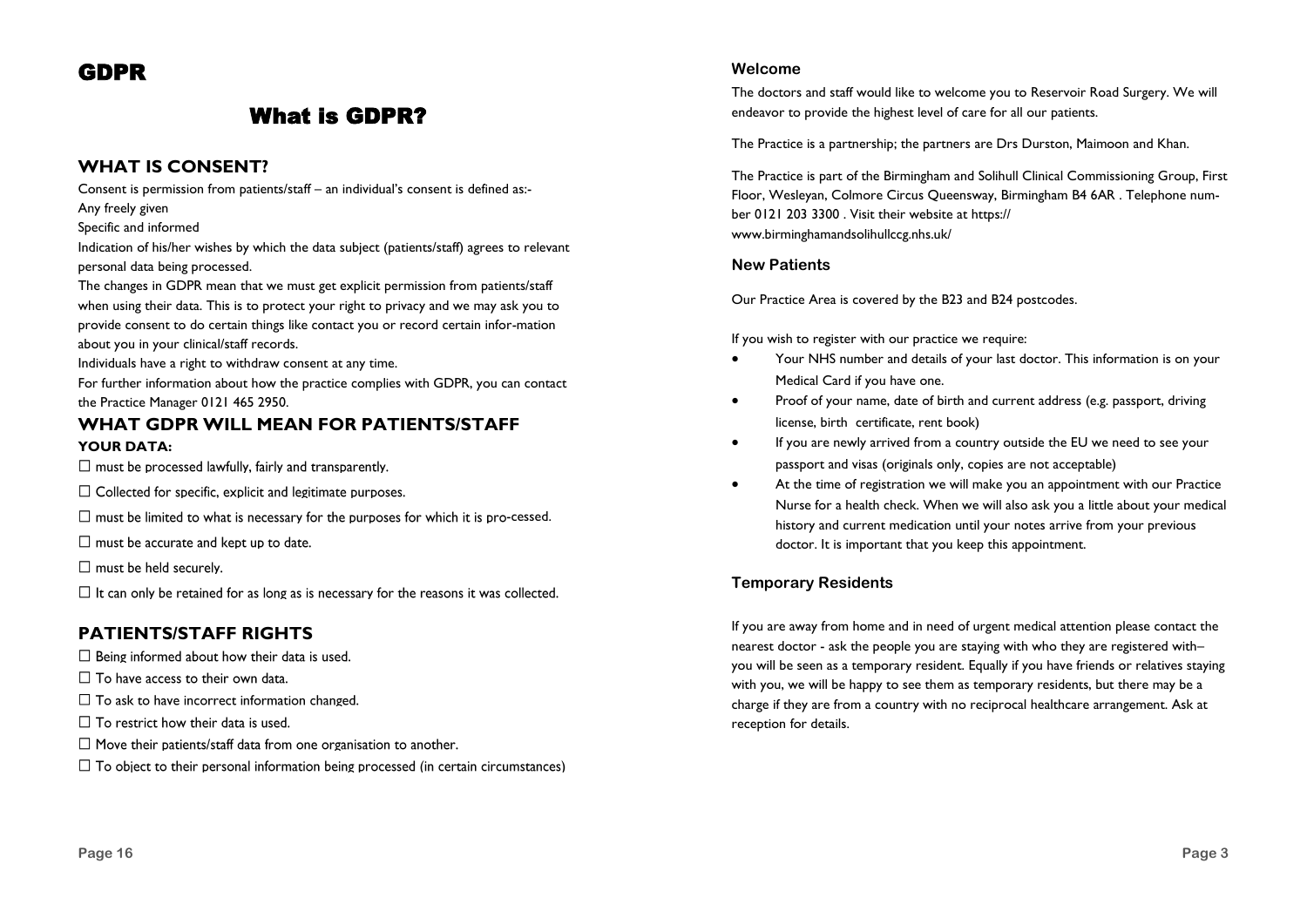# GDPR

## What is GDPR?

### WHAT IS CONSENT?

Consent is permission from patients/staff – an individual's consent is defined as:-

Any freely given

Specific and informed

Indication of his/her wishes by which the data subject (patients/staff) agrees to relevant personal data being processed.

The changes in GDPR mean that we must get explicit permission from patients/staff when using their data. This is to protect your right to privacy and we may ask you to provide consent to do certain things like contact you or record certain infor-mation about you in your clinical/staff records.

Individuals have a right to withdraw consent at any time.

For further information about how the practice complies with GDPR, you can contact the Practice Manager 0121 465 2950.

### WHAT GDPR WILL MEAN FOR PATIENTS/STAFF

**YOUR DATA:**

- ☐ must be processed lawfully, fairly and transparently.
- ☐ Collected for specific, explicit and legitimate purposes.
- ☐ must be limited to what is necessary for the purposes for which it is pro-cessed.
- ☐ must be accurate and kept up to date.
- ☐ must be held securely.
- ☐ It can only be retained for as long as is necessary for the reasons it was collected.

### PATIENTS/STAFF RIGHTS

- ☐ Being informed about how their data is used.
- ☐ To have access to their own data.
- ☐ To ask to have incorrect information changed.
- ☐ To restrict how their data is used.
- ☐ Move their patients/staff data from one organisation to another.
- ☐ To object to their personal information being processed (in certain circumstances)

### Welcome

The doctors and staff would like to welcome you to Reservoir Road Surgery. We will endeavor to provide the highest level of care for all our patients.

The Practice is a partnership; the partners are Drs Durston, Maimoon and Khan.

The Practice is part of the Birmingham and Solihull Clinical Commissioning Group, First Floor, Wesleyan, Colmore Circus Queensway, Birmingham B4 6AR . Telephone number 0121 203 3300 . Visit their website at https://www.birminghamandsolihullccg.nhs.uk/

### New Patients

Our Practice Area is covered by the B23 and B24 postcodes.

If you wish to register with our practice we require:

- Your NHS number and details of your last doctor. This information is on your Medical Card if you have one.
- Proof of your name, date of birth and current address (e.g. passport, driving license, birth certificate, rent book)
- If you are newly arrived from a country outside the EU we need to see your passport and visas (originals only, copies are not acceptable)
- At the time of registration we will make you an appointment with our Practice Nurse for a health check. When we will also ask you a little about your medical history and current medication until your notes arrive from your previous doctor. It is important that you keep this appointment.

### Temporary Residents

If you are away from home and in need of urgent medical attention please contact the nearest doctor - ask the people you are staying with who they are registered with– you will be seen as a temporary resident. Equally if you have friends or relatives staying with you, we will be happy to see them as temporary residents, but there may be a charge if they are from a country with no reciprocal healthcare arrangement. Ask at reception for details.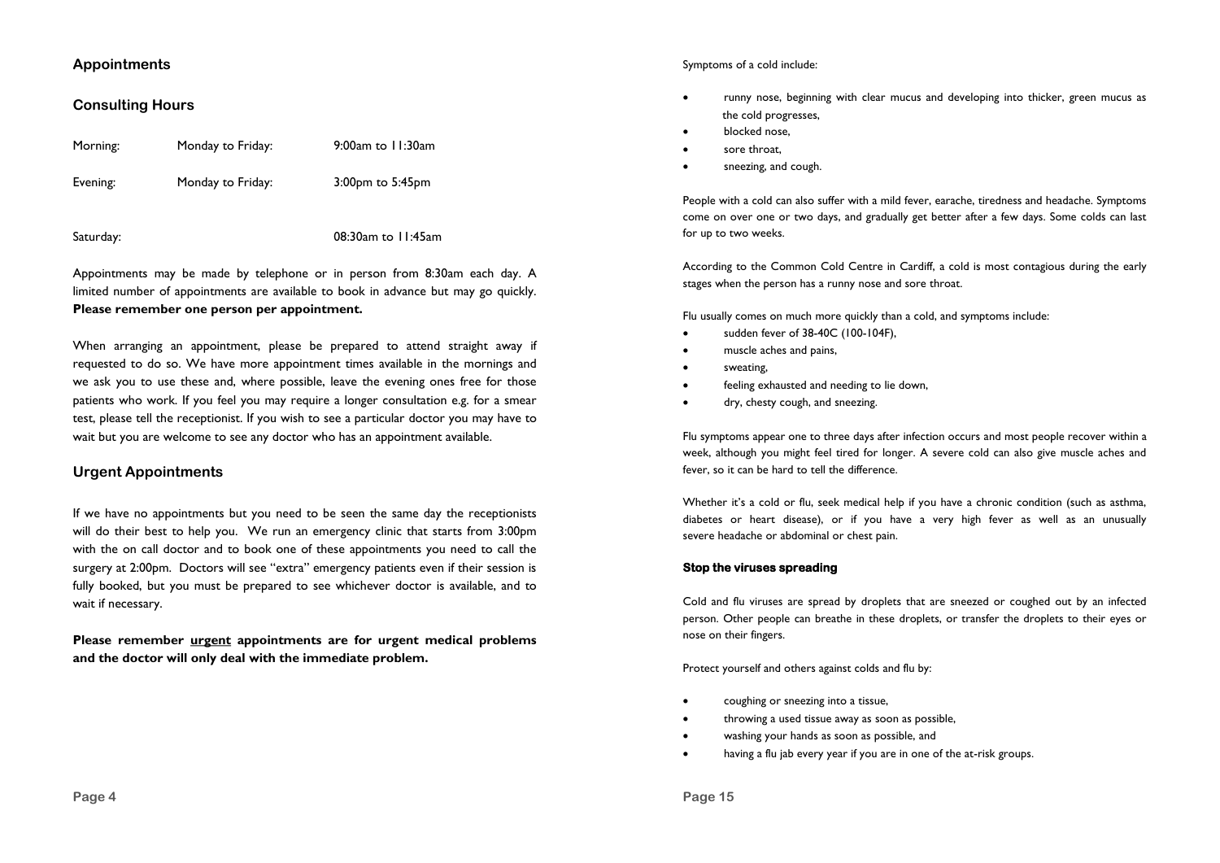## Appointments

### Consulting Hours

| | | |
|---|---|---|
| Morning: | Monday to Friday: | 9:00am to 11:30am |
| Evening: | Monday to Friday: | 3:00pm to 5:45pm |
| Saturday: | | 08:30am to 11:45am |

Appointments may be made by telephone or in person from 8:30am each day. A limited number of appointments are available to book in advance but may go quickly. **Please remember one person per appointment.**

When arranging an appointment, please be prepared to attend straight away if requested to do so. We have more appointment times available in the mornings and we ask you to use these and, where possible, leave the evening ones free for those patients who work. If you feel you may require a longer consultation e.g. for a smear test, please tell the receptionist. If you wish to see a particular doctor you may have to wait but you are welcome to see any doctor who has an appointment available.

### Urgent Appointments

If we have no appointments but you need to be seen the same day the receptionists will do their best to help you. We run an emergency clinic that starts from 3:00pm with the on call doctor and to book one of these appointments you need to call the surgery at 2:00pm. Doctors will see "extra" emergency patients even if their session is fully booked, but you must be prepared to see whichever doctor is available, and to wait if necessary.

**Please remember <u>urgent</u> appointments are for urgent medical problems and the doctor will only deal with the immediate problem.**

Symptoms of a cold include:

- runny nose, beginning with clear mucus and developing into thicker, green mucus as the cold progresses,
- blocked nose,
- sore throat,
- sneezing, and cough.

People with a cold can also suffer with a mild fever, earache, tiredness and headache. Symptoms come on over one or two days, and gradually get better after a few days. Some colds can last for up to two weeks.

According to the Common Cold Centre in Cardiff, a cold is most contagious during the early stages when the person has a runny nose and sore throat.

Flu usually comes on much more quickly than a cold, and symptoms include:

- sudden fever of 38-40C (100-104F),
- muscle aches and pains,
- sweating,
- feeling exhausted and needing to lie down,
- dry, chesty cough, and sneezing.

Flu symptoms appear one to three days after infection occurs and most people recover within a week, although you might feel tired for longer. A severe cold can also give muscle aches and fever, so it can be hard to tell the difference.

Whether it's a cold or flu, seek medical help if you have a chronic condition (such as asthma, diabetes or heart disease), or if you have a very high fever as well as an unusually severe headache or abdominal or chest pain.

#### Stop the viruses spreading

Cold and flu viruses are spread by droplets that are sneezed or coughed out by an infected person. Other people can breathe in these droplets, or transfer the droplets to their eyes or nose on their fingers.

Protect yourself and others against colds and flu by:

- coughing or sneezing into a tissue,
- throwing a used tissue away as soon as possible,
- washing your hands as soon as possible, and
- having a flu jab every year if you are in one of the at-risk groups.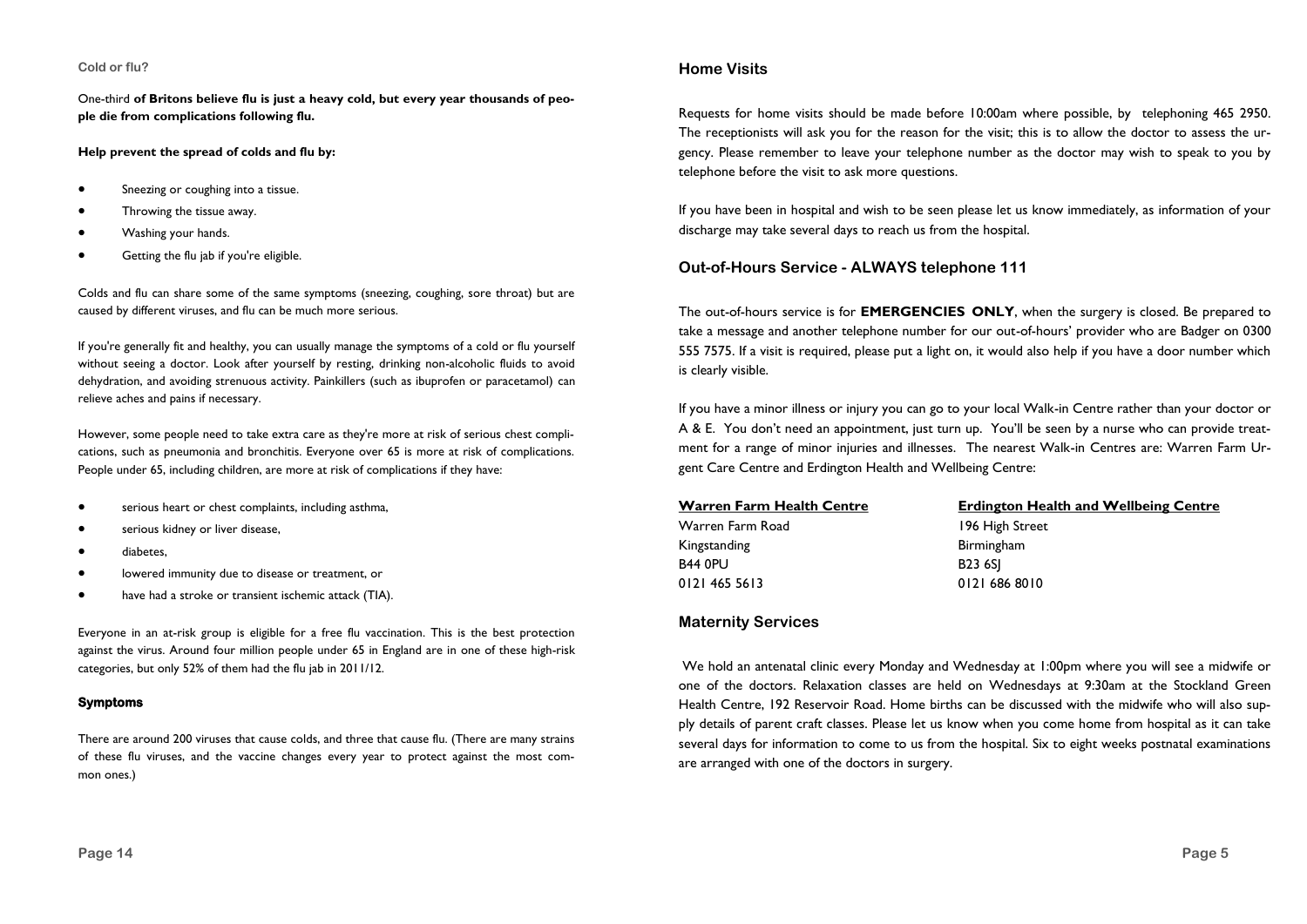## Cold or flu?

One-third **of Britons believe flu is just a heavy cold, but every year thousands of people die from complications following flu.**

**Help prevent the spread of colds and flu by:**

- Sneezing or coughing into a tissue.
- Throwing the tissue away.
- Washing your hands.
- Getting the flu jab if you're eligible.

Colds and flu can share some of the same symptoms (sneezing, coughing, sore throat) but are caused by different viruses, and flu can be much more serious.

If you're generally fit and healthy, you can usually manage the symptoms of a cold or flu yourself without seeing a doctor. Look after yourself by resting, drinking non-alcoholic fluids to avoid dehydration, and avoiding strenuous activity. Painkillers (such as ibuprofen or paracetamol) can relieve aches and pains if necessary.

However, some people need to take extra care as they're more at risk of serious chest complications, such as pneumonia and bronchitis. Everyone over 65 is more at risk of complications. People under 65, including children, are more at risk of complications if they have:

- serious heart or chest complaints, including asthma,
- serious kidney or liver disease,
- diabetes,
- lowered immunity due to disease or treatment, or
- have had a stroke or transient ischemic attack (TIA).

Everyone in an at-risk group is eligible for a free flu vaccination. This is the best protection against the virus. Around four million people under 65 in England are in one of these high-risk categories, but only 52% of them had the flu jab in 2011/12.

### Symptoms

There are around 200 viruses that cause colds, and three that cause flu. (There are many strains of these flu viruses, and the vaccine changes every year to protect against the most common ones.)

## Home Visits

Requests for home visits should be made before 10:00am where possible, by telephoning 465 2950. The receptionists will ask you for the reason for the visit; this is to allow the doctor to assess the urgency. Please remember to leave your telephone number as the doctor may wish to speak to you by telephone before the visit to ask more questions.

If you have been in hospital and wish to be seen please let us know immediately, as information of your discharge may take several days to reach us from the hospital.

## Out-of-Hours Service - ALWAYS telephone 111

The out-of-hours service is for **EMERGENCIES ONLY**, when the surgery is closed. Be prepared to take a message and another telephone number for our out-of-hours' provider who are Badger on 0300 555 7575. If a visit is required, please put a light on, it would also help if you have a door number which is clearly visible.

If you have a minor illness or injury you can go to your local Walk-in Centre rather than your doctor or A & E. You don't need an appointment, just turn up. You'll be seen by a nurse who can provide treatment for a range of minor injuries and illnesses. The nearest Walk-in Centres are: Warren Farm Urgent Care Centre and Erdington Health and Wellbeing Centre:

**Warren Farm Health Centre**
Warren Farm Road
Kingstanding
B44 0PU
0121 465 5613

**Erdington Health and Wellbeing Centre**
196 High Street
Birmingham
B23 6SJ
0121 686 8010

## Maternity Services

We hold an antenatal clinic every Monday and Wednesday at 1:00pm where you will see a midwife or one of the doctors. Relaxation classes are held on Wednesdays at 9:30am at the Stockland Green Health Centre, 192 Reservoir Road. Home births can be discussed with the midwife who will also supply details of parent craft classes. Please let us know when you come home from hospital as it can take several days for information to come to us from the hospital. Six to eight weeks postnatal examinations are arranged with one of the doctors in surgery.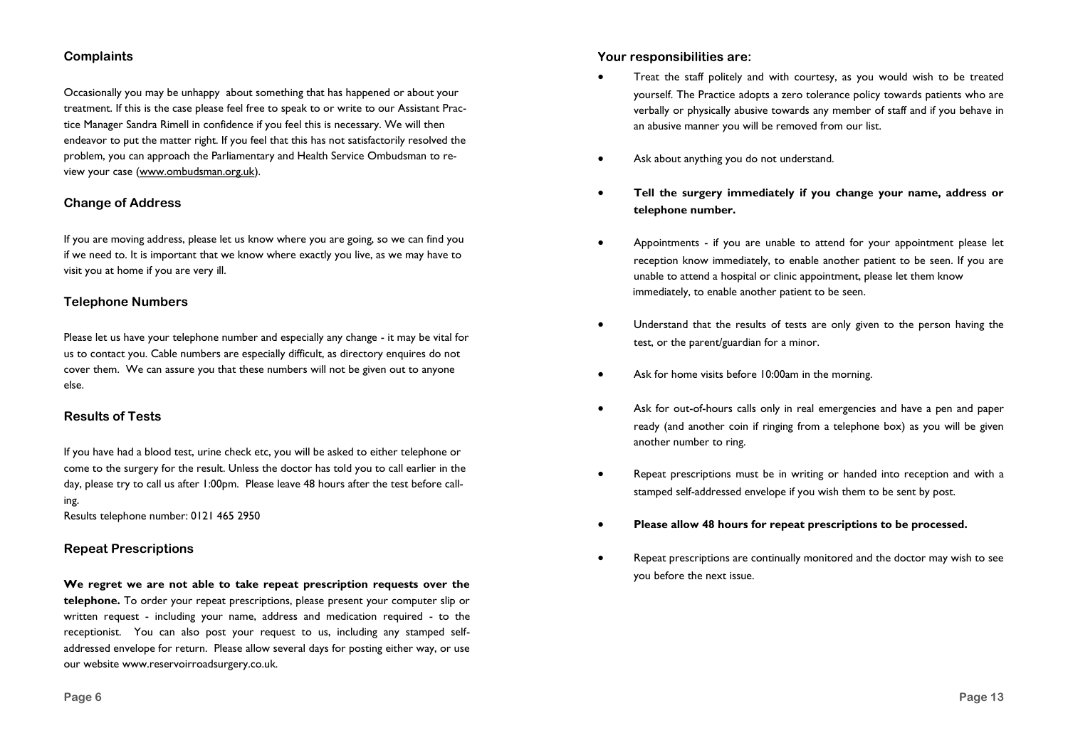### Complaints

Occasionally you may be unhappy about something that has happened or about your treatment. If this is the case please feel free to speak to or write to our Assistant Practice Manager Sandra Rimell in confidence if you feel this is necessary. We will then endeavor to put the matter right. If you feel that this has not satisfactorily resolved the problem, you can approach the Parliamentary and Health Service Ombudsman to review your case (www.ombudsman.org.uk).

### Change of Address

If you are moving address, please let us know where you are going, so we can find you if we need to. It is important that we know where exactly you live, as we may have to visit you at home if you are very ill.

### Telephone Numbers

Please let us have your telephone number and especially any change - it may be vital for us to contact you. Cable numbers are especially difficult, as directory enquires do not cover them. We can assure you that these numbers will not be given out to anyone else.

### Results of Tests

If you have had a blood test, urine check etc, you will be asked to either telephone or come to the surgery for the result. Unless the doctor has told you to call earlier in the day, please try to call us after 1:00pm. Please leave 48 hours after the test before calling.

Results telephone number: 0121 465 2950

### Repeat Prescriptions

**We regret we are not able to take repeat prescription requests over the telephone.** To order your repeat prescriptions, please present your computer slip or written request - including your name, address and medication required - to the receptionist. You can also post your request to us, including any stamped self-addressed envelope for return. Please allow several days for posting either way, or use our website www.reservoirroadsurgery.co.uk.

### Your responsibilities are:

- Treat the staff politely and with courtesy, as you would wish to be treated yourself. The Practice adopts a zero tolerance policy towards patients who are verbally or physically abusive towards any member of staff and if you behave in an abusive manner you will be removed from our list.
- Ask about anything you do not understand.
- **Tell the surgery immediately if you change your name, address or telephone number.**
- Appointments - if you are unable to attend for your appointment please let reception know immediately, to enable another patient to be seen. If you are unable to attend a hospital or clinic appointment, please let them know immediately, to enable another patient to be seen.
- Understand that the results of tests are only given to the person having the test, or the parent/guardian for a minor.
- Ask for home visits before 10:00am in the morning.
- Ask for out-of-hours calls only in real emergencies and have a pen and paper ready (and another coin if ringing from a telephone box) as you will be given another number to ring.
- Repeat prescriptions must be in writing or handed into reception and with a stamped self-addressed envelope if you wish them to be sent by post.
- **Please allow 48 hours for repeat prescriptions to be processed.**
- Repeat prescriptions are continually monitored and the doctor may wish to see you before the next issue.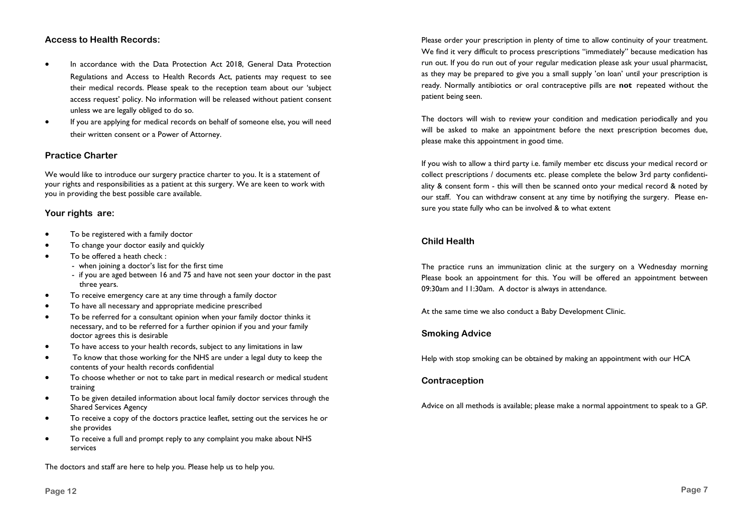## Access to Health Records:

- In accordance with the Data Protection Act 2018, General Data Protection Regulations and Access to Health Records Act, patients may request to see their medical records. Please speak to the reception team about our 'subject access request' policy. No information will be released without patient consent unless we are legally obliged to do so.
- If you are applying for medical records on behalf of someone else, you will need their written consent or a Power of Attorney.

## Practice Charter

We would like to introduce our surgery practice charter to you. It is a statement of your rights and responsibilities as a patient at this surgery. We are keen to work with you in providing the best possible care available.

## Your rights are:

- To be registered with a family doctor
- To change your doctor easily and quickly
- To be offered a heath check :
  - when joining a doctor's list for the first time
  - if you are aged between 16 and 75 and have not seen your doctor in the past three years.
- To receive emergency care at any time through a family doctor
- To have all necessary and appropriate medicine prescribed
- To be referred for a consultant opinion when your family doctor thinks it necessary, and to be referred for a further opinion if you and your family doctor agrees this is desirable
- To have access to your health records, subject to any limitations in law
- To know that those working for the NHS are under a legal duty to keep the contents of your health records confidential
- To choose whether or not to take part in medical research or medical student training
- To be given detailed information about local family doctor services through the Shared Services Agency
- To receive a copy of the doctors practice leaflet, setting out the services he or she provides
- To receive a full and prompt reply to any complaint you make about NHS services

The doctors and staff are here to help you. Please help us to help you.

Please order your prescription in plenty of time to allow continuity of your treatment. We find it very difficult to process prescriptions "immediately" because medication has run out. If you do run out of your regular medication please ask your usual pharmacist, as they may be prepared to give you a small supply 'on loan' until your prescription is ready. Normally antibiotics or oral contraceptive pills are **not** repeated without the patient being seen.

The doctors will wish to review your condition and medication periodically and you will be asked to make an appointment before the next prescription becomes due, please make this appointment in good time.

If you wish to allow a third party i.e. family member etc discuss your medical record or collect prescriptions / documents etc. please complete the below 3rd party confidentiality & consent form - this will then be scanned onto your medical record & noted by our staff. You can withdraw consent at any time by notifiying the surgery. Please ensure you state fully who can be involved & to what extent

## Child Health

The practice runs an immunization clinic at the surgery on a Wednesday morning Please book an appointment for this. You will be offered an appointment between 09:30am and 11:30am. A doctor is always in attendance.

At the same time we also conduct a Baby Development Clinic.

## Smoking Advice

Help with stop smoking can be obtained by making an appointment with our HCA

## Contraception

Advice on all methods is available; please make a normal appointment to speak to a GP.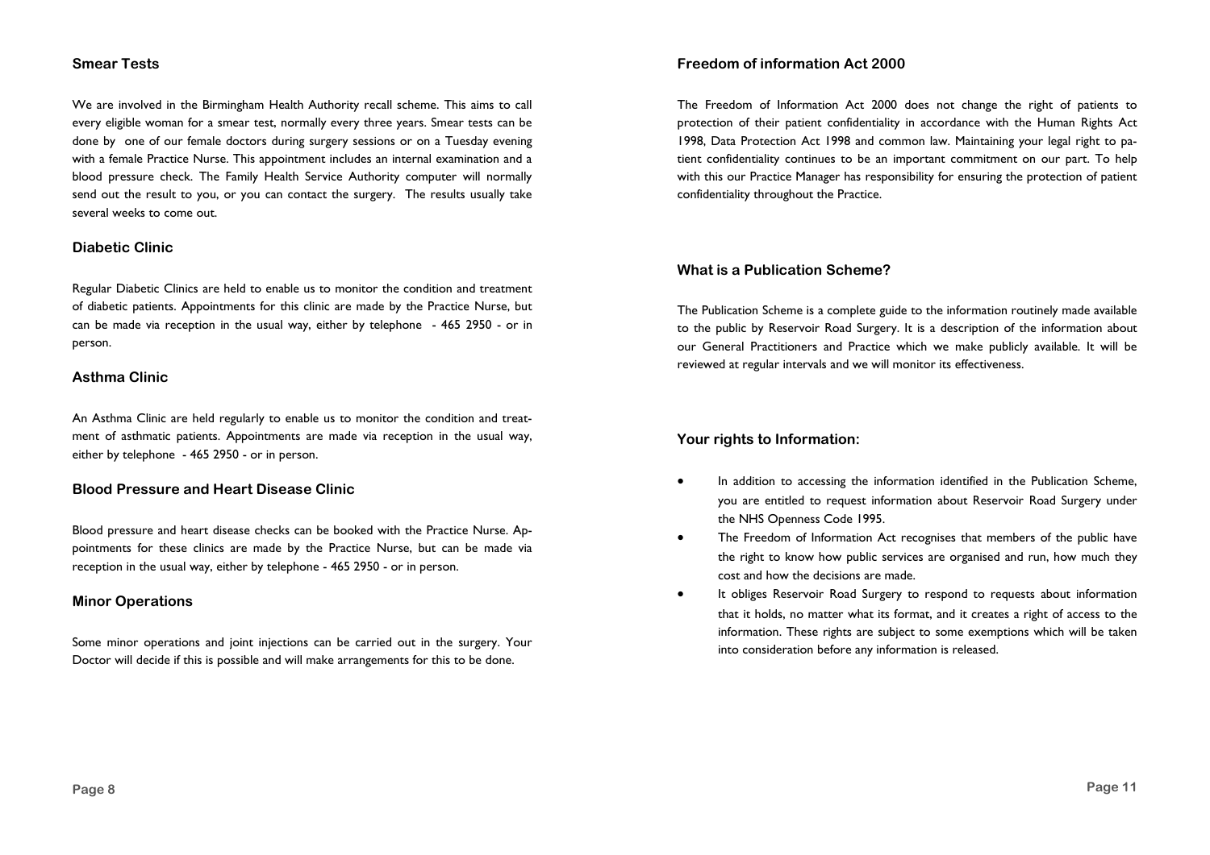## Smear Tests

We are involved in the Birmingham Health Authority recall scheme. This aims to call every eligible woman for a smear test, normally every three years. Smear tests can be done by one of our female doctors during surgery sessions or on a Tuesday evening with a female Practice Nurse. This appointment includes an internal examination and a blood pressure check. The Family Health Service Authority computer will normally send out the result to you, or you can contact the surgery. The results usually take several weeks to come out.

## Diabetic Clinic

Regular Diabetic Clinics are held to enable us to monitor the condition and treatment of diabetic patients. Appointments for this clinic are made by the Practice Nurse, but can be made via reception in the usual way, either by telephone - 465 2950 - or in person.

## Asthma Clinic

An Asthma Clinic are held regularly to enable us to monitor the condition and treatment of asthmatic patients. Appointments are made via reception in the usual way, either by telephone - 465 2950 - or in person.

## Blood Pressure and Heart Disease Clinic

Blood pressure and heart disease checks can be booked with the Practice Nurse. Appointments for these clinics are made by the Practice Nurse, but can be made via reception in the usual way, either by telephone - 465 2950 - or in person.

## Minor Operations

Some minor operations and joint injections can be carried out in the surgery. Your Doctor will decide if this is possible and will make arrangements for this to be done.

## Freedom of information Act 2000

The Freedom of Information Act 2000 does not change the right of patients to protection of their patient confidentiality in accordance with the Human Rights Act 1998, Data Protection Act 1998 and common law. Maintaining your legal right to patient confidentiality continues to be an important commitment on our part. To help with this our Practice Manager has responsibility for ensuring the protection of patient confidentiality throughout the Practice.

## What is a Publication Scheme?

The Publication Scheme is a complete guide to the information routinely made available to the public by Reservoir Road Surgery. It is a description of the information about our General Practitioners and Practice which we make publicly available. It will be reviewed at regular intervals and we will monitor its effectiveness.

## Your rights to Information:

- In addition to accessing the information identified in the Publication Scheme, you are entitled to request information about Reservoir Road Surgery under the NHS Openness Code 1995.
- The Freedom of Information Act recognises that members of the public have the right to know how public services are organised and run, how much they cost and how the decisions are made.
- It obliges Reservoir Road Surgery to respond to requests about information that it holds, no matter what its format, and it creates a right of access to the information. These rights are subject to some exemptions which will be taken into consideration before any information is released.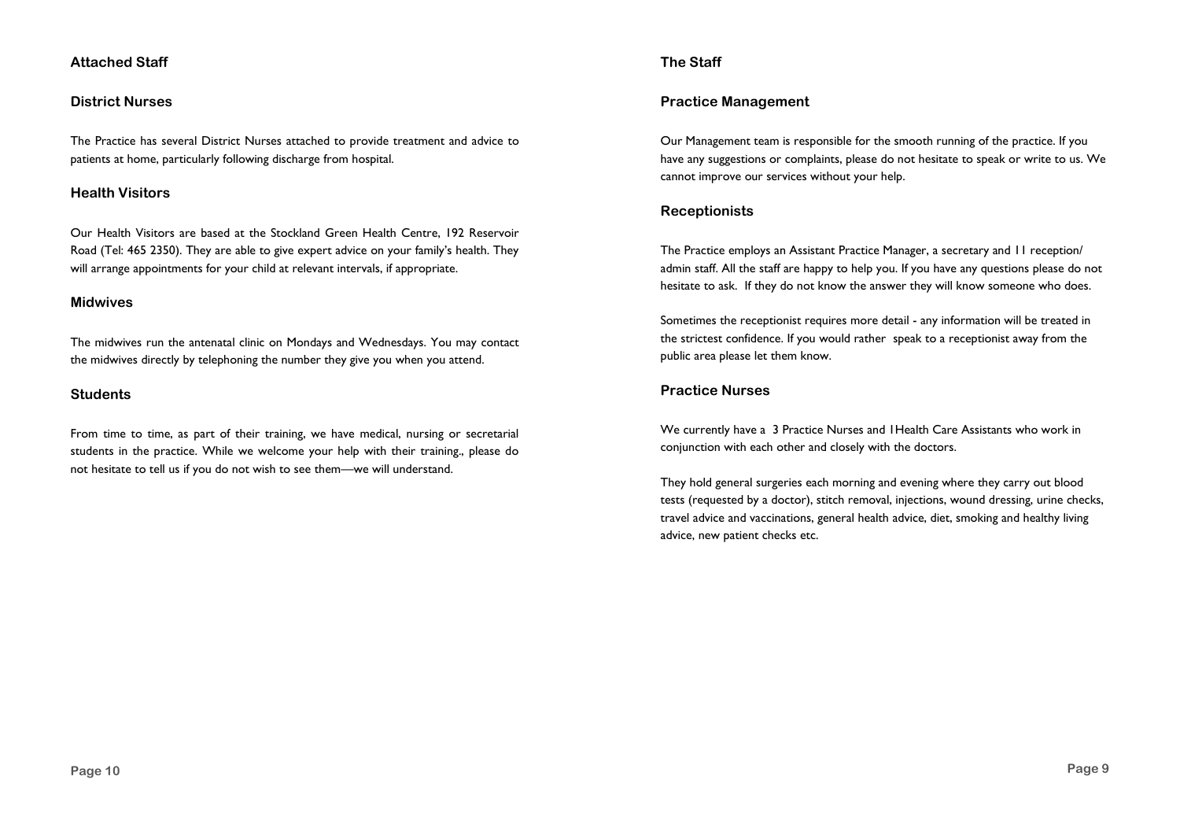## The Staff

### Practice Management

Our Management team is responsible for the smooth running of the practice. If you have any suggestions or complaints, please do not hesitate to speak or write to us. We cannot improve our services without your help.

### Receptionists

The Practice employs an Assistant Practice Manager, a secretary and 11 reception/admin staff. All the staff are happy to help you. If you have any questions please do not hesitate to ask. If they do not know the answer they will know someone who does.

Sometimes the receptionist requires more detail - any information will be treated in the strictest confidence. If you would rather speak to a receptionist away from the public area please let them know.

### Practice Nurses

We currently have a 3 Practice Nurses and 1Health Care Assistants who work in conjunction with each other and closely with the doctors.

They hold general surgeries each morning and evening where they carry out blood tests (requested by a doctor), stitch removal, injections, wound dressing, urine checks, travel advice and vaccinations, general health advice, diet, smoking and healthy living advice, new patient checks etc.

## Attached Staff

### District Nurses

The Practice has several District Nurses attached to provide treatment and advice to patients at home, particularly following discharge from hospital.

### Health Visitors

Our Health Visitors are based at the Stockland Green Health Centre, 192 Reservoir Road (Tel: 465 2350). They are able to give expert advice on your family's health. They will arrange appointments for your child at relevant intervals, if appropriate.

### Midwives

The midwives run the antenatal clinic on Mondays and Wednesdays. You may contact the midwives directly by telephoning the number they give you when you attend.

### Students

From time to time, as part of their training, we have medical, nursing or secretarial students in the practice. While we welcome your help with their training., please do not hesitate to tell us if you do not wish to see them—we will understand.